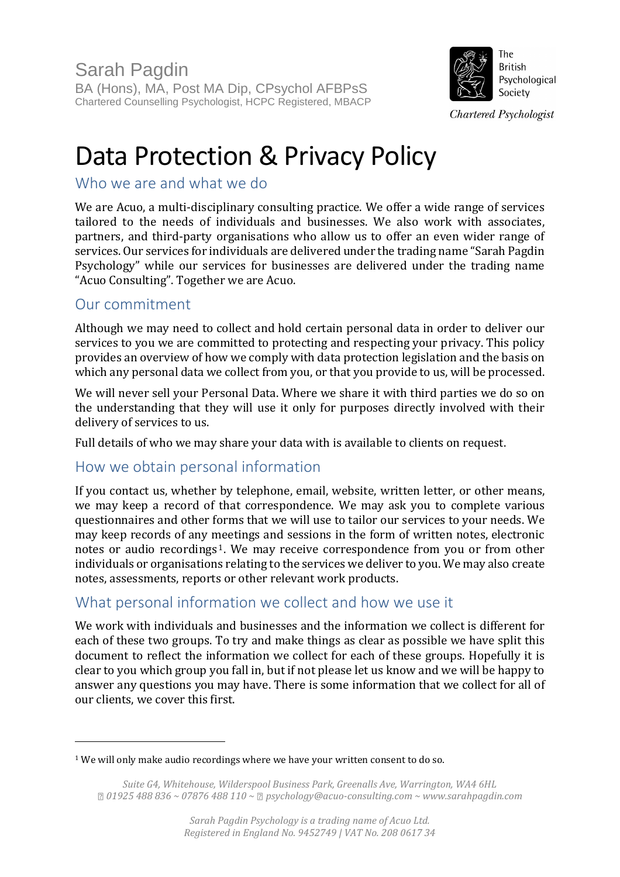Sarah Pagdin
BA (Hons), MA, Post MA Dip, CPsychol AFBPsS
Chartered Counselling Psychologist, HCPC Registered, MBACP

The British Psychological Society
*Chartered Psychologist*

# Data Protection & Privacy Policy

## Who we are and what we do

We are Acuo, a multi-disciplinary consulting practice. We offer a wide range of services tailored to the needs of individuals and businesses. We also work with associates, partners, and third-party organisations who allow us to offer an even wider range of services. Our services for individuals are delivered under the trading name "Sarah Pagdin Psychology" while our services for businesses are delivered under the trading name "Acuo Consulting". Together we are Acuo.

## Our commitment

Although we may need to collect and hold certain personal data in order to deliver our services to you we are committed to protecting and respecting your privacy. This policy provides an overview of how we comply with data protection legislation and the basis on which any personal data we collect from you, or that you provide to us, will be processed.

We will never sell your Personal Data. Where we share it with third parties we do so on the understanding that they will use it only for purposes directly involved with their delivery of services to us.

Full details of who we may share your data with is available to clients on request.

## How we obtain personal information

If you contact us, whether by telephone, email, website, written letter, or other means, we may keep a record of that correspondence. We may ask you to complete various questionnaires and other forms that we will use to tailor our services to your needs. We may keep records of any meetings and sessions in the form of written notes, electronic notes or audio recordings[1]. We may receive correspondence from you or from other individuals or organisations relating to the services we deliver to you. We may also create notes, assessments, reports or other relevant work products.

## What personal information we collect and how we use it

We work with individuals and businesses and the information we collect is different for each of these two groups. To try and make things as clear as possible we have split this document to reflect the information we collect for each of these groups. Hopefully it is clear to you which group you fall in, but if not please let us know and we will be happy to answer any questions you may have. There is some information that we collect for all of our clients, we cover this first.

---

[1] We will only make audio recordings where we have your written consent to do so.

*Suite G4, Whitehouse, Wilderspool Business Park, Greenalls Ave, Warrington, WA4 6HL*
*01925 488 836 ~ 07876 488 110 ~ psychology@acuo-consulting.com ~ www.sarahpagdin.com*

*Sarah Pagdin Psychology is a trading name of Acuo Ltd.*
*Registered in England No. 9452749 | VAT No. 208 0617 34*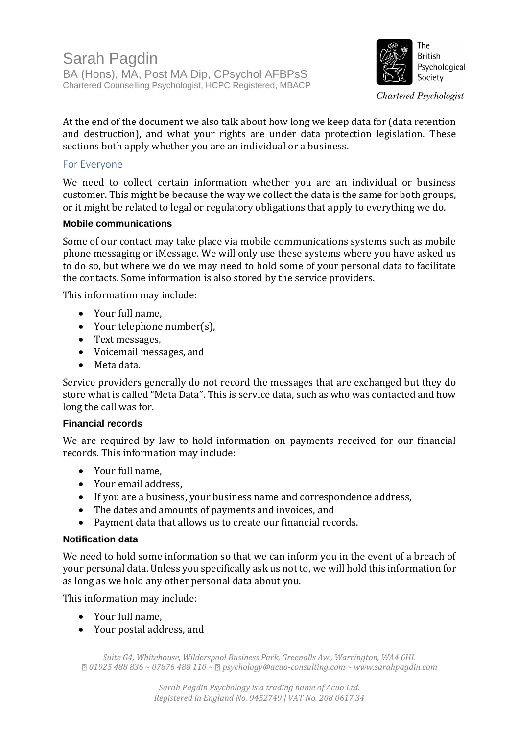At the end of the document we also talk about how long we keep data for (data retention and destruction), and what your rights are under data protection legislation. These sections both apply whether you are an individual or a business.

## For Everyone

We need to collect certain information whether you are an individual or business customer. This might be because the way we collect the data is the same for both groups, or it might be related to legal or regulatory obligations that apply to everything we do.

### Mobile communications

Some of our contact may take place via mobile communications systems such as mobile phone messaging or iMessage. We will only use these systems where you have asked us to do so, but where we do we may need to hold some of your personal data to facilitate the contacts. Some information is also stored by the service providers.

This information may include:

- Your full name,
- Your telephone number(s),
- Text messages,
- Voicemail messages, and
- Meta data.

Service providers generally do not record the messages that are exchanged but they do store what is called "Meta Data". This is service data, such as who was contacted and how long the call was for.

### Financial records

We are required by law to hold information on payments received for our financial records. This information may include:

- Your full name,
- Your email address,
- If you are a business, your business name and correspondence address,
- The dates and amounts of payments and invoices, and
- Payment data that allows us to create our financial records.

### Notification data

We need to hold some information so that we can inform you in the event of a breach of your personal data. Unless you specifically ask us not to, we will hold this information for as long as we hold any other personal data about you.

This information may include:

- Your full name,
- Your postal address, and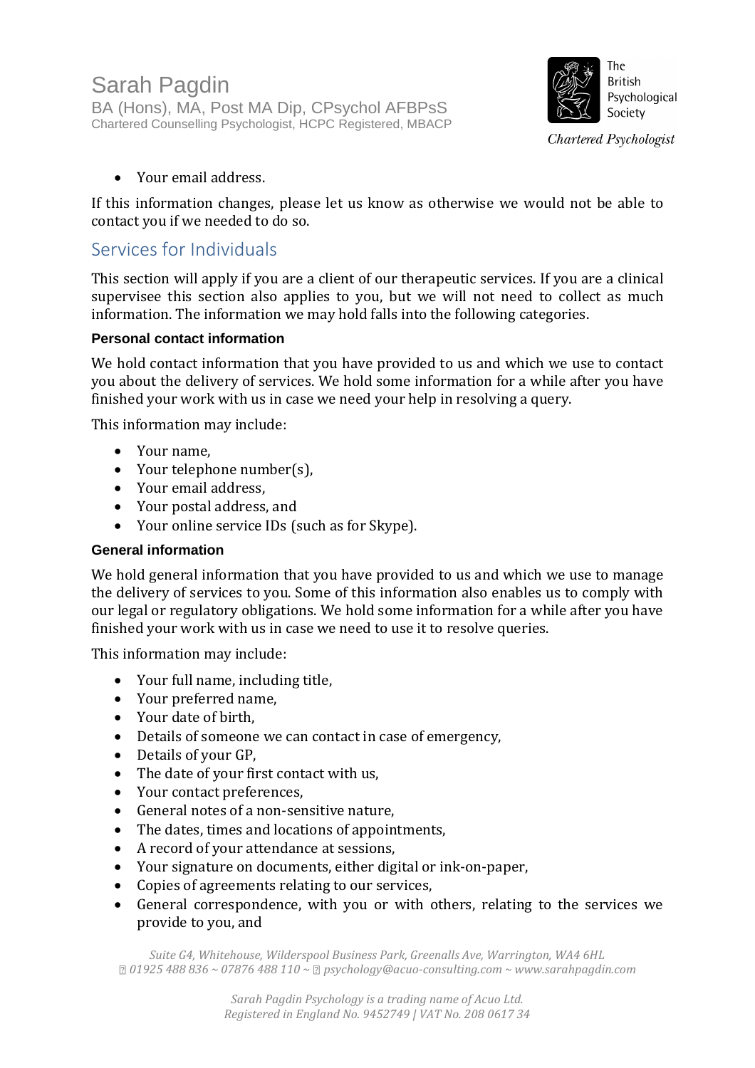- Your email address.

If this information changes, please let us know as otherwise we would not be able to contact you if we needed to do so.

## Services for Individuals

This section will apply if you are a client of our therapeutic services. If you are a clinical supervisee this section also applies to you, but we will not need to collect as much information. The information we may hold falls into the following categories.

### Personal contact information

We hold contact information that you have provided to us and which we use to contact you about the delivery of services. We hold some information for a while after you have finished your work with us in case we need your help in resolving a query.

This information may include:

- Your name,
- Your telephone number(s),
- Your email address,
- Your postal address, and
- Your online service IDs (such as for Skype).

### General information

We hold general information that you have provided to us and which we use to manage the delivery of services to you. Some of this information also enables us to comply with our legal or regulatory obligations. We hold some information for a while after you have finished your work with us in case we need to use it to resolve queries.

This information may include:

- Your full name, including title,
- Your preferred name,
- Your date of birth,
- Details of someone we can contact in case of emergency,
- Details of your GP,
- The date of your first contact with us,
- Your contact preferences,
- General notes of a non-sensitive nature,
- The dates, times and locations of appointments,
- A record of your attendance at sessions,
- Your signature on documents, either digital or ink-on-paper,
- Copies of agreements relating to our services,
- General correspondence, with you or with others, relating to the services we provide to you, and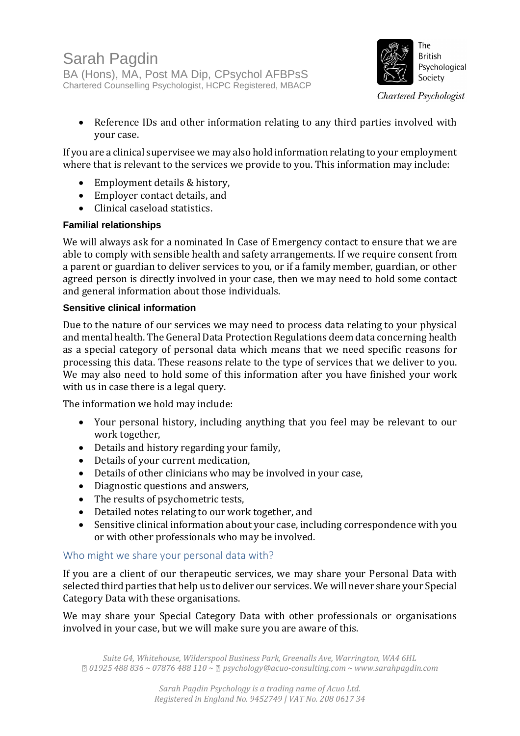- Reference IDs and other information relating to any third parties involved with your case.

If you are a clinical supervisee we may also hold information relating to your employment where that is relevant to the services we provide to you. This information may include:

- Employment details & history,
- Employer contact details, and
- Clinical caseload statistics.

### Familial relationships

We will always ask for a nominated In Case of Emergency contact to ensure that we are able to comply with sensible health and safety arrangements. If we require consent from a parent or guardian to deliver services to you, or if a family member, guardian, or other agreed person is directly involved in your case, then we may need to hold some contact and general information about those individuals.

### Sensitive clinical information

Due to the nature of our services we may need to process data relating to your physical and mental health. The General Data Protection Regulations deem data concerning health as a special category of personal data which means that we need specific reasons for processing this data. These reasons relate to the type of services that we deliver to you. We may also need to hold some of this information after you have finished your work with us in case there is a legal query.

The information we hold may include:

- Your personal history, including anything that you feel may be relevant to our work together,
- Details and history regarding your family,
- Details of your current medication,
- Details of other clinicians who may be involved in your case,
- Diagnostic questions and answers,
- The results of psychometric tests,
- Detailed notes relating to our work together, and
- Sensitive clinical information about your case, including correspondence with you or with other professionals who may be involved.

## Who might we share your personal data with?

If you are a client of our therapeutic services, we may share your Personal Data with selected third parties that help us to deliver our services. We will never share your Special Category Data with these organisations.

We may share your Special Category Data with other professionals or organisations involved in your case, but we will make sure you are aware of this.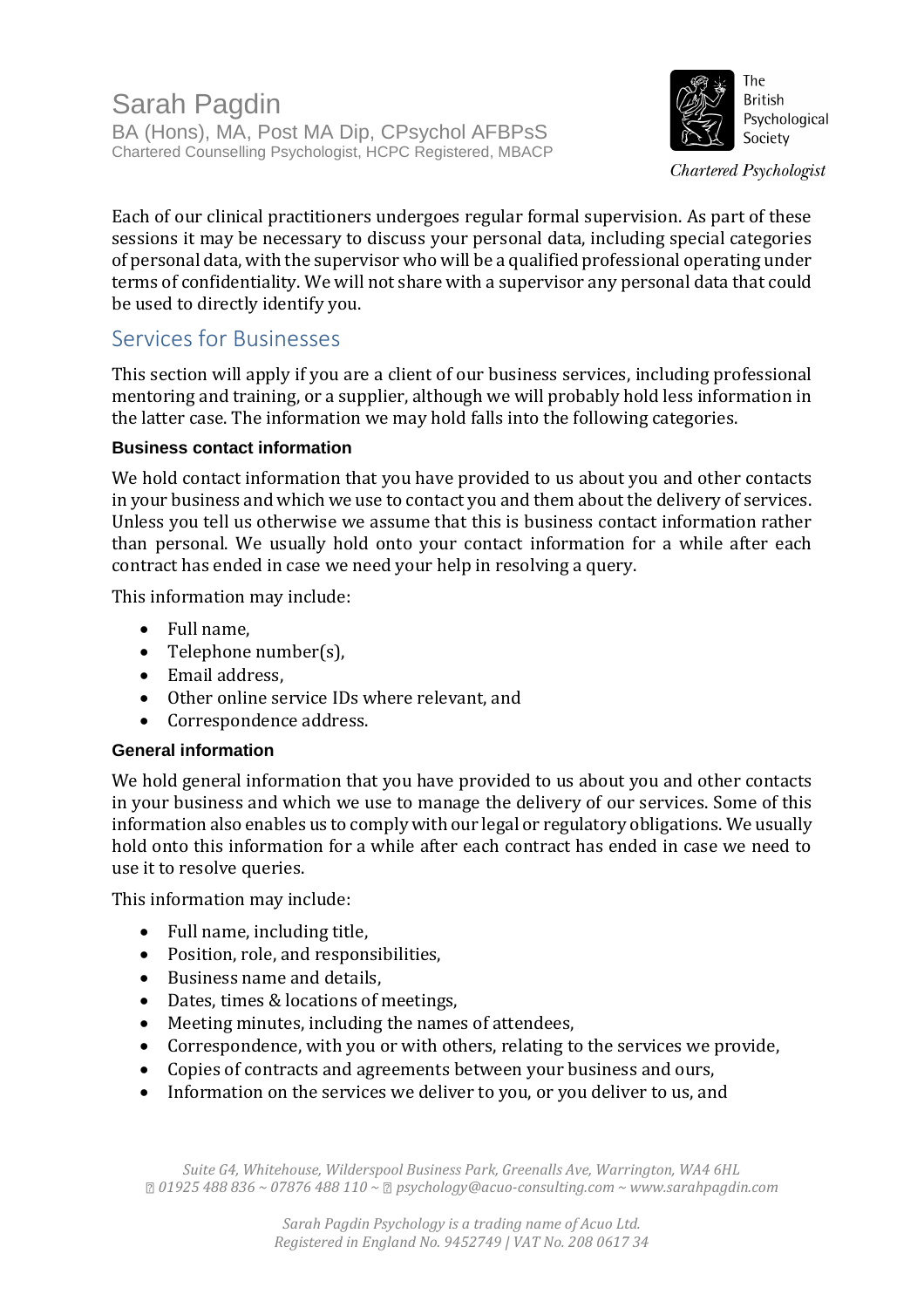Each of our clinical practitioners undergoes regular formal supervision. As part of these sessions it may be necessary to discuss your personal data, including special categories of personal data, with the supervisor who will be a qualified professional operating under terms of confidentiality. We will not share with a supervisor any personal data that could be used to directly identify you.

## Services for Businesses

This section will apply if you are a client of our business services, including professional mentoring and training, or a supplier, although we will probably hold less information in the latter case. The information we may hold falls into the following categories.

### Business contact information

We hold contact information that you have provided to us about you and other contacts in your business and which we use to contact you and them about the delivery of services. Unless you tell us otherwise we assume that this is business contact information rather than personal. We usually hold onto your contact information for a while after each contract has ended in case we need your help in resolving a query.

This information may include:

- Full name,
- Telephone number(s),
- Email address,
- Other online service IDs where relevant, and
- Correspondence address.

### General information

We hold general information that you have provided to us about you and other contacts in your business and which we use to manage the delivery of our services. Some of this information also enables us to comply with our legal or regulatory obligations. We usually hold onto this information for a while after each contract has ended in case we need to use it to resolve queries.

This information may include:

- Full name, including title,
- Position, role, and responsibilities,
- Business name and details,
- Dates, times & locations of meetings,
- Meeting minutes, including the names of attendees,
- Correspondence, with you or with others, relating to the services we provide,
- Copies of contracts and agreements between your business and ours,
- Information on the services we deliver to you, or you deliver to us, and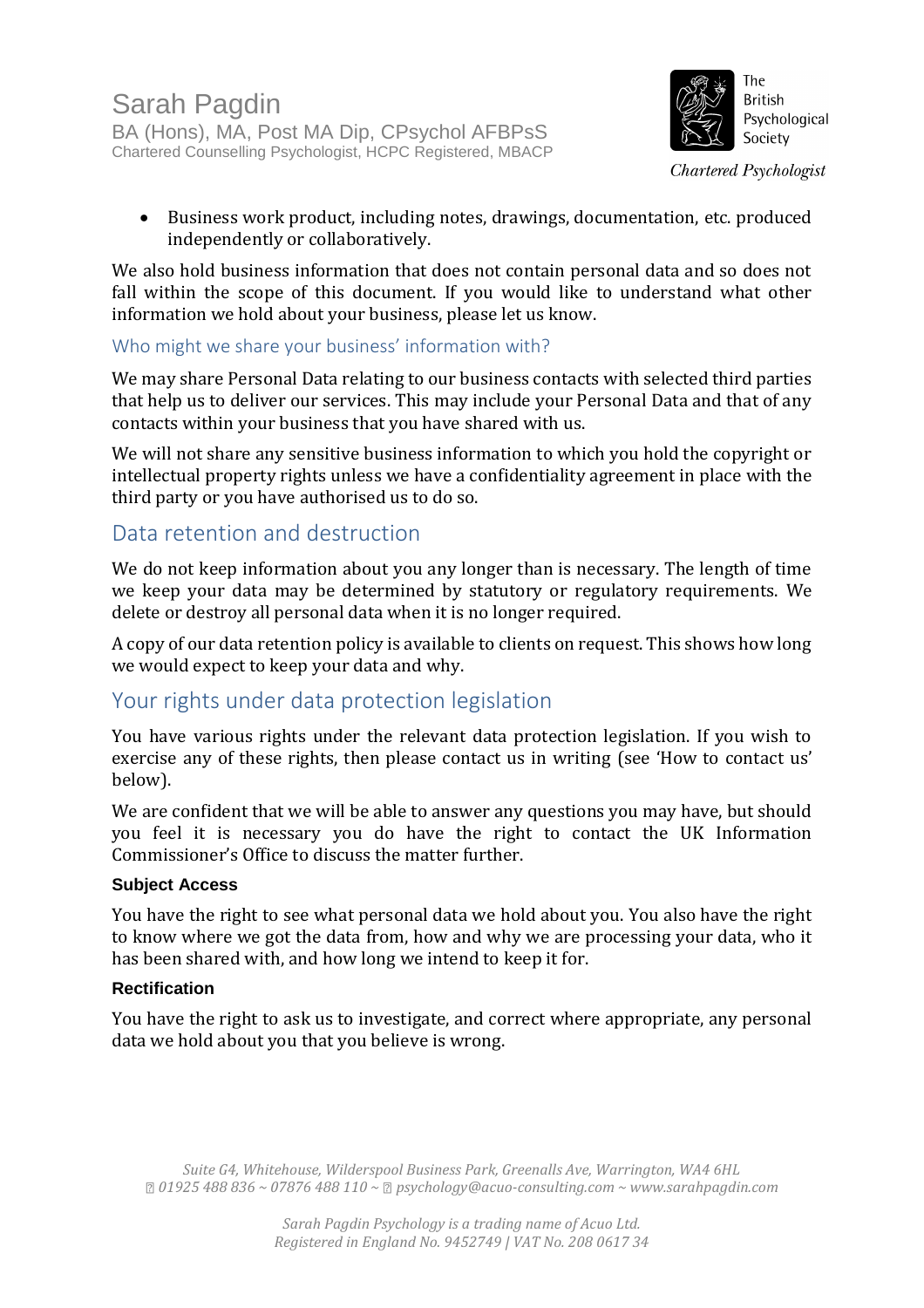- Business work product, including notes, drawings, documentation, etc. produced independently or collaboratively.

We also hold business information that does not contain personal data and so does not fall within the scope of this document. If you would like to understand what other information we hold about your business, please let us know.

### Who might we share your business' information with?

We may share Personal Data relating to our business contacts with selected third parties that help us to deliver our services. This may include your Personal Data and that of any contacts within your business that you have shared with us.

We will not share any sensitive business information to which you hold the copyright or intellectual property rights unless we have a confidentiality agreement in place with the third party or you have authorised us to do so.

## Data retention and destruction

We do not keep information about you any longer than is necessary. The length of time we keep your data may be determined by statutory or regulatory requirements. We delete or destroy all personal data when it is no longer required.

A copy of our data retention policy is available to clients on request. This shows how long we would expect to keep your data and why.

## Your rights under data protection legislation

You have various rights under the relevant data protection legislation. If you wish to exercise any of these rights, then please contact us in writing (see 'How to contact us' below).

We are confident that we will be able to answer any questions you may have, but should you feel it is necessary you do have the right to contact the UK Information Commissioner's Office to discuss the matter further.

**Subject Access**

You have the right to see what personal data we hold about you. You also have the right to know where we got the data from, how and why we are processing your data, who it has been shared with, and how long we intend to keep it for.

**Rectification**

You have the right to ask us to investigate, and correct where appropriate, any personal data we hold about you that you believe is wrong.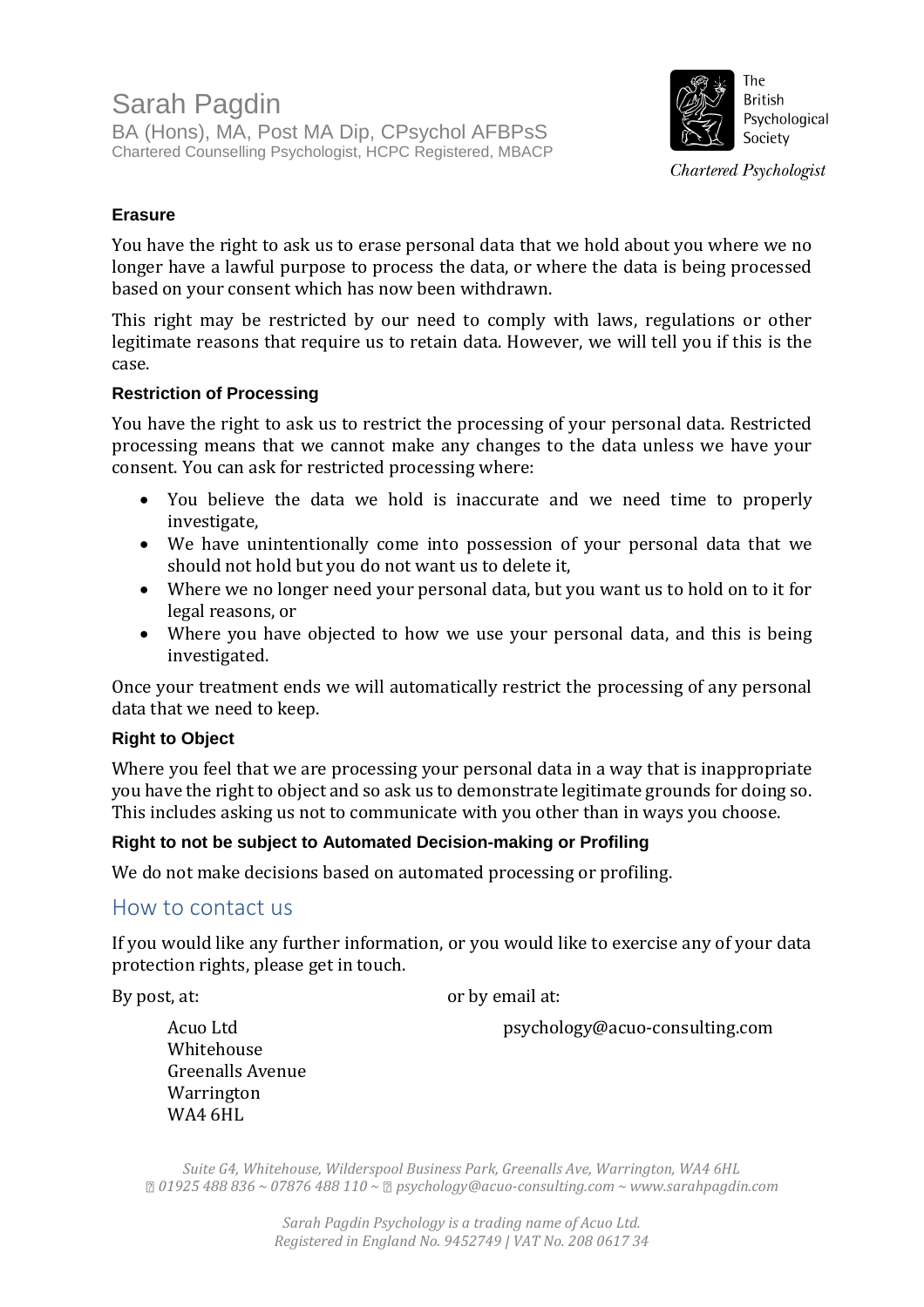### Erasure

You have the right to ask us to erase personal data that we hold about you where we no longer have a lawful purpose to process the data, or where the data is being processed based on your consent which has now been withdrawn.

This right may be restricted by our need to comply with laws, regulations or other legitimate reasons that require us to retain data. However, we will tell you if this is the case.

### Restriction of Processing

You have the right to ask us to restrict the processing of your personal data. Restricted processing means that we cannot make any changes to the data unless we have your consent. You can ask for restricted processing where:

- You believe the data we hold is inaccurate and we need time to properly investigate,
- We have unintentionally come into possession of your personal data that we should not hold but you do not want us to delete it,
- Where we no longer need your personal data, but you want us to hold on to it for legal reasons, or
- Where you have objected to how we use your personal data, and this is being investigated.

Once your treatment ends we will automatically restrict the processing of any personal data that we need to keep.

### Right to Object

Where you feel that we are processing your personal data in a way that is inappropriate you have the right to object and so ask us to demonstrate legitimate grounds for doing so. This includes asking us not to communicate with you other than in ways you choose.

### Right to not be subject to Automated Decision-making or Profiling

We do not make decisions based on automated processing or profiling.

## How to contact us

If you would like any further information, or you would like to exercise any of your data protection rights, please get in touch.

By post, at:

Acuo Ltd
Whitehouse
Greenalls Avenue
Warrington
WA4 6HL

or by email at:

psychology@acuo-consulting.com

*Sarah Pagdin Psychology is a trading name of Acuo Ltd.*
*Registered in England No. 9452749 | VAT No. 208 0617 34*